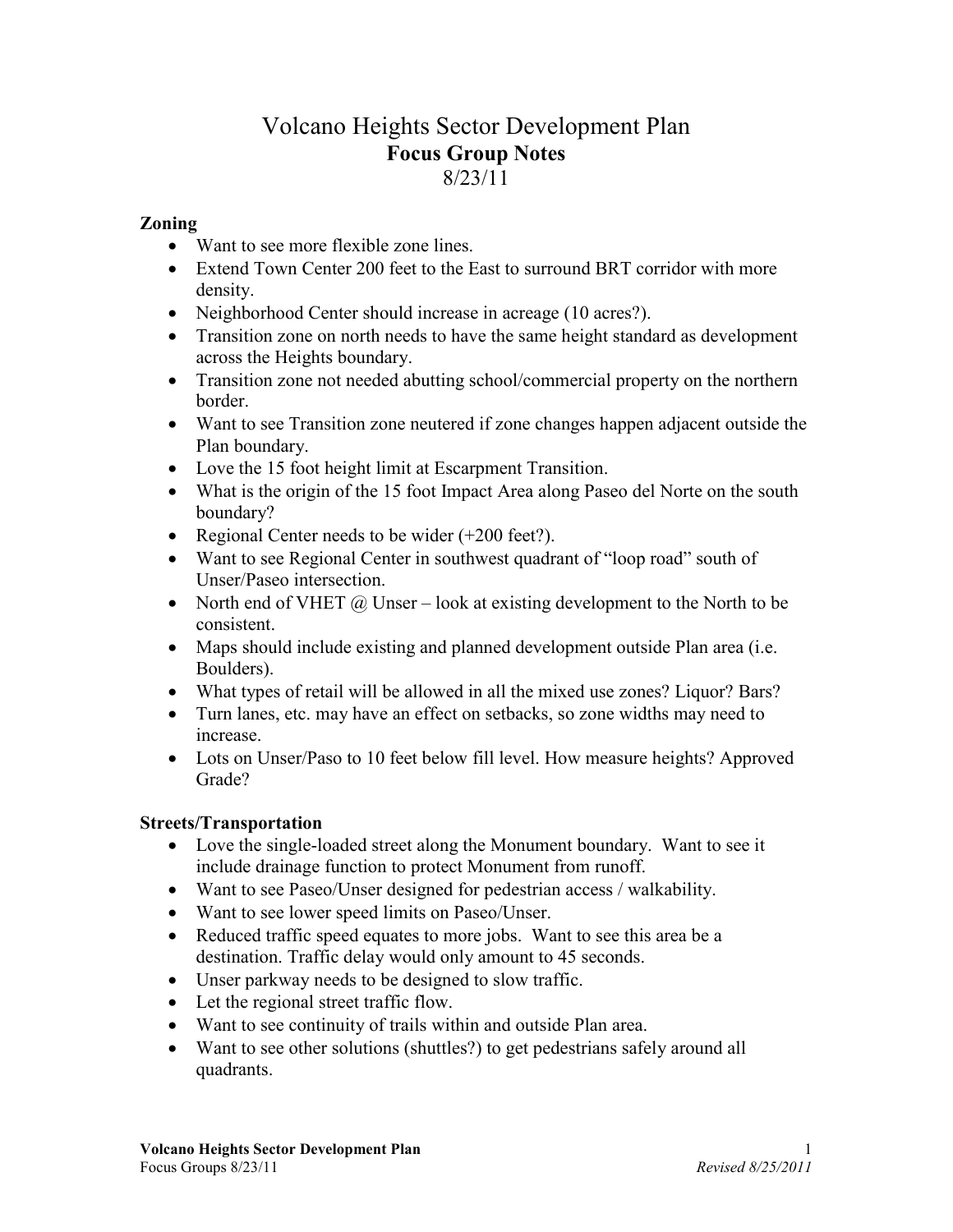# Volcano Heights Sector Development Plan
## Focus Group Notes
8/23/11

### Zoning

- Want to see more flexible zone lines.
- Extend Town Center 200 feet to the East to surround BRT corridor with more density.
- Neighborhood Center should increase in acreage (10 acres?).
- Transition zone on north needs to have the same height standard as development across the Heights boundary.
- Transition zone not needed abutting school/commercial property on the northern border.
- Want to see Transition zone neutered if zone changes happen adjacent outside the Plan boundary.
- Love the 15 foot height limit at Escarpment Transition.
- What is the origin of the 15 foot Impact Area along Paseo del Norte on the south boundary?
- Regional Center needs to be wider (+200 feet?).
- Want to see Regional Center in southwest quadrant of "loop road" south of Unser/Paseo intersection.
- North end of VHET @ Unser – look at existing development to the North to be consistent.
- Maps should include existing and planned development outside Plan area (i.e. Boulders).
- What types of retail will be allowed in all the mixed use zones? Liquor? Bars?
- Turn lanes, etc. may have an effect on setbacks, so zone widths may need to increase.
- Lots on Unser/Paso to 10 feet below fill level. How measure heights? Approved Grade?

### Streets/Transportation

- Love the single-loaded street along the Monument boundary. Want to see it include drainage function to protect Monument from runoff.
- Want to see Paseo/Unser designed for pedestrian access / walkability.
- Want to see lower speed limits on Paseo/Unser.
- Reduced traffic speed equates to more jobs. Want to see this area be a destination. Traffic delay would only amount to 45 seconds.
- Unser parkway needs to be designed to slow traffic.
- Let the regional street traffic flow.
- Want to see continuity of trails within and outside Plan area.
- Want to see other solutions (shuttles?) to get pedestrians safely around all quadrants.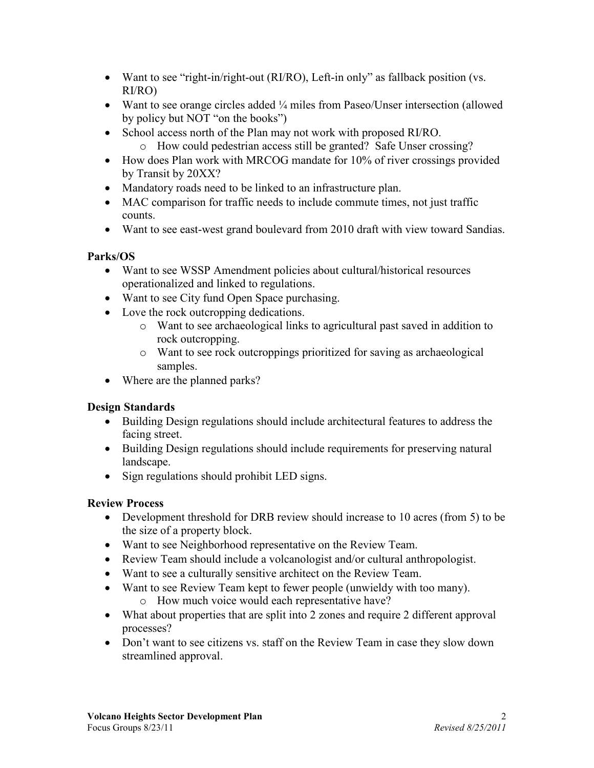- Want to see “right-in/right-out (RI/RO), Left-in only” as fallback position (vs. RI/RO)
- Want to see orange circles added ¼ miles from Paseo/Unser intersection (allowed by policy but NOT “on the books”)
- School access north of the Plan may not work with proposed RI/RO.
  - How could pedestrian access still be granted? Safe Unser crossing?
- How does Plan work with MRCOG mandate for 10% of river crossings provided by Transit by 20XX?
- Mandatory roads need to be linked to an infrastructure plan.
- MAC comparison for traffic needs to include commute times, not just traffic counts.
- Want to see east-west grand boulevard from 2010 draft with view toward Sandias.

### Parks/OS

- Want to see WSSP Amendment policies about cultural/historical resources operationalized and linked to regulations.
- Want to see City fund Open Space purchasing.
- Love the rock outcropping dedications.
  - Want to see archaeological links to agricultural past saved in addition to rock outcropping.
  - Want to see rock outcroppings prioritized for saving as archaeological samples.
- Where are the planned parks?

### Design Standards

- Building Design regulations should include architectural features to address the facing street.
- Building Design regulations should include requirements for preserving natural landscape.
- Sign regulations should prohibit LED signs.

### Review Process

- Development threshold for DRB review should increase to 10 acres (from 5) to be the size of a property block.
- Want to see Neighborhood representative on the Review Team.
- Review Team should include a volcanologist and/or cultural anthropologist.
- Want to see a culturally sensitive architect on the Review Team.
- Want to see Review Team kept to fewer people (unwieldy with too many).
  - How much voice would each representative have?
- What about properties that are split into 2 zones and require 2 different approval processes?
- Don’t want to see citizens vs. staff on the Review Team in case they slow down streamlined approval.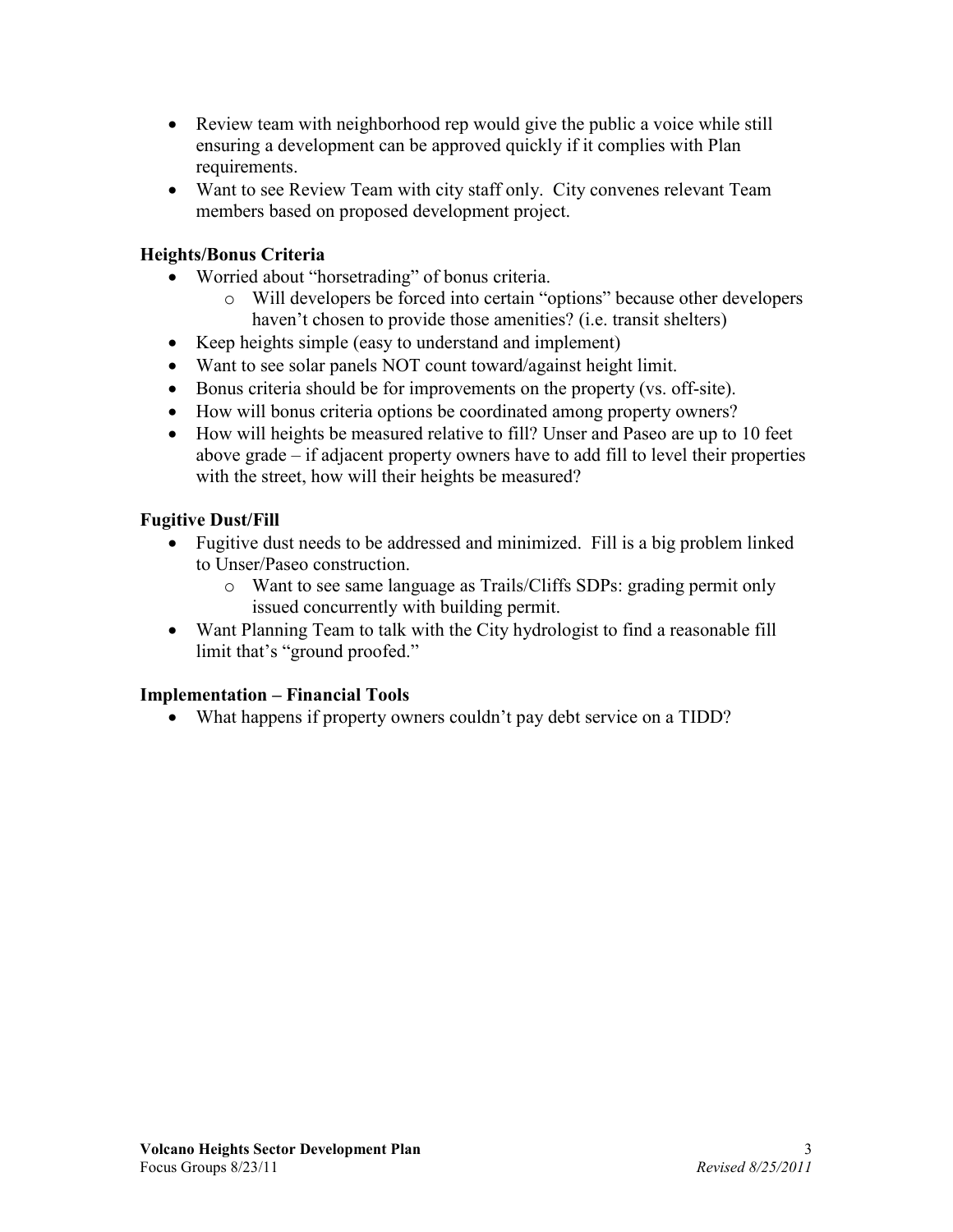- Review team with neighborhood rep would give the public a voice while still ensuring a development can be approved quickly if it complies with Plan requirements.
- Want to see Review Team with city staff only. City convenes relevant Team members based on proposed development project.

### Heights/Bonus Criteria

- Worried about "horsetrading" of bonus criteria.
  - Will developers be forced into certain "options" because other developers haven't chosen to provide those amenities? (i.e. transit shelters)
- Keep heights simple (easy to understand and implement)
- Want to see solar panels NOT count toward/against height limit.
- Bonus criteria should be for improvements on the property (vs. off-site).
- How will bonus criteria options be coordinated among property owners?
- How will heights be measured relative to fill? Unser and Paseo are up to 10 feet above grade – if adjacent property owners have to add fill to level their properties with the street, how will their heights be measured?

### Fugitive Dust/Fill

- Fugitive dust needs to be addressed and minimized. Fill is a big problem linked to Unser/Paseo construction.
  - Want to see same language as Trails/Cliffs SDPs: grading permit only issued concurrently with building permit.
- Want Planning Team to talk with the City hydrologist to find a reasonable fill limit that's "ground proofed."

### Implementation – Financial Tools

- What happens if property owners couldn't pay debt service on a TIDD?